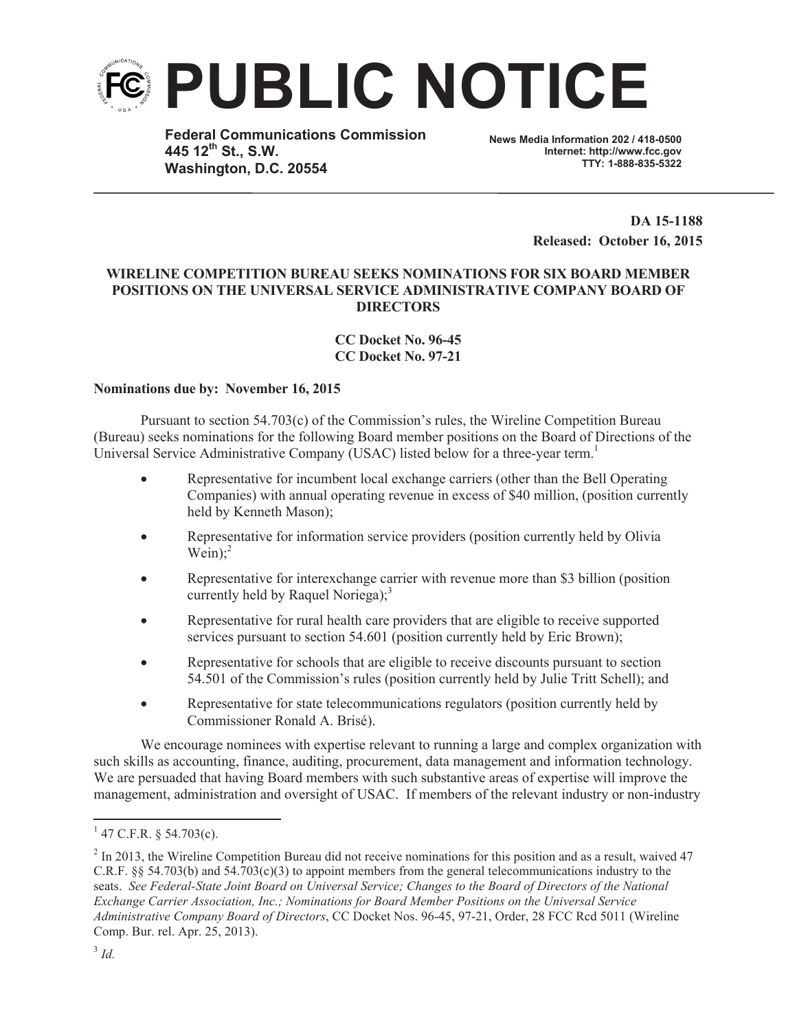# PUBLIC NOTICE

**Federal Communications Commission**
**445 12th St., S.W.**
**Washington, D.C. 20554**

**News Media Information 202 / 418-0500**
**Internet: http://www.fcc.gov**
**TTY: 1-888-835-5322**

**DA 15-1188**
**Released: October 16, 2015**

**WIRELINE COMPETITION BUREAU SEEKS NOMINATIONS FOR SIX BOARD MEMBER POSITIONS ON THE UNIVERSAL SERVICE ADMINISTRATIVE COMPANY BOARD OF DIRECTORS**

**CC Docket No. 96-45**
**CC Docket No. 97-21**

**Nominations due by: November 16, 2015**

Pursuant to section 54.703(c) of the Commission's rules, the Wireline Competition Bureau (Bureau) seeks nominations for the following Board member positions on the Board of Directions of the Universal Service Administrative Company (USAC) listed below for a three-year term.[1]

- Representative for incumbent local exchange carriers (other than the Bell Operating Companies) with annual operating revenue in excess of $40 million, (position currently held by Kenneth Mason);
- Representative for information service providers (position currently held by Olivia Wein);[2]
- Representative for interexchange carrier with revenue more than $3 billion (position currently held by Raquel Noriega);[3]
- Representative for rural health care providers that are eligible to receive supported services pursuant to section 54.601 (position currently held by Eric Brown);
- Representative for schools that are eligible to receive discounts pursuant to section 54.501 of the Commission's rules (position currently held by Julie Tritt Schell); and
- Representative for state telecommunications regulators (position currently held by Commissioner Ronald A. Brisé).

We encourage nominees with expertise relevant to running a large and complex organization with such skills as accounting, finance, auditing, procurement, data management and information technology. We are persuaded that having Board members with such substantive areas of expertise will improve the management, administration and oversight of USAC. If members of the relevant industry or non-industry

---

[1] 47 C.F.R. § 54.703(c).

[2] In 2013, the Wireline Competition Bureau did not receive nominations for this position and as a result, waived 47 C.R.F. §§ 54.703(b) and 54.703(c)(3) to appoint members from the general telecommunications industry to the seats. *See Federal-State Joint Board on Universal Service; Changes to the Board of Directors of the National Exchange Carrier Association, Inc.; Nominations for Board Member Positions on the Universal Service Administrative Company Board of Directors*, CC Docket Nos. 96-45, 97-21, Order, 28 FCC Rcd 5011 (Wireline Comp. Bur. rel. Apr. 25, 2013).

[3] *Id.*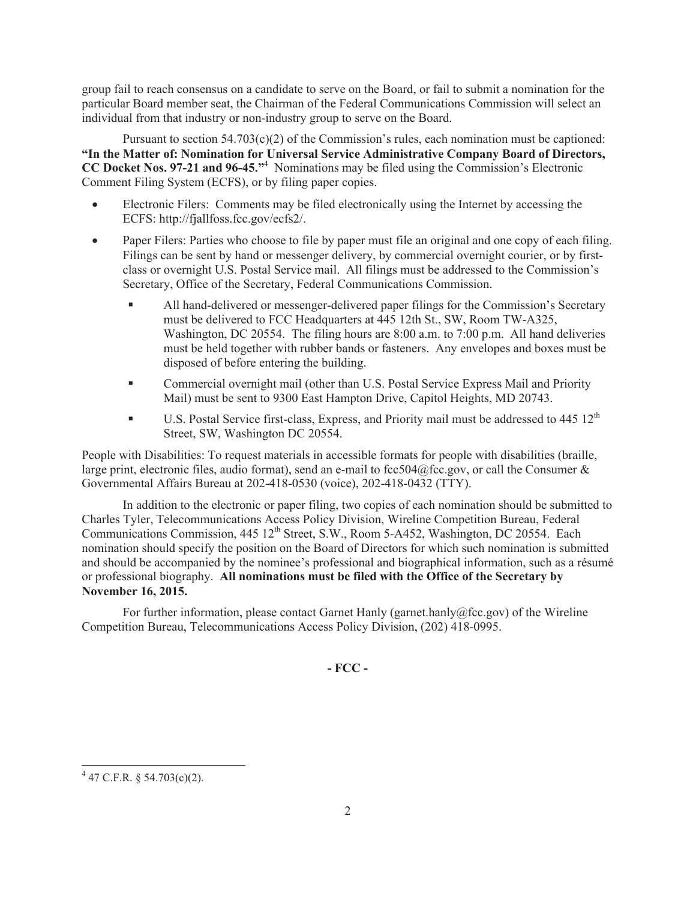group fail to reach consensus on a candidate to serve on the Board, or fail to submit a nomination for the particular Board member seat, the Chairman of the Federal Communications Commission will select an individual from that industry or non-industry group to serve on the Board.

Pursuant to section 54.703(c)(2) of the Commission's rules, each nomination must be captioned: **"In the Matter of: Nomination for Universal Service Administrative Company Board of Directors, CC Docket Nos. 97-21 and 96-45."**[4] Nominations may be filed using the Commission's Electronic Comment Filing System (ECFS), or by filing paper copies.

- Electronic Filers: Comments may be filed electronically using the Internet by accessing the ECFS: http://fjallfoss.fcc.gov/ecfs2/.
- Paper Filers: Parties who choose to file by paper must file an original and one copy of each filing. Filings can be sent by hand or messenger delivery, by commercial overnight courier, or by first-class or overnight U.S. Postal Service mail. All filings must be addressed to the Commission's Secretary, Office of the Secretary, Federal Communications Commission.
  - All hand-delivered or messenger-delivered paper filings for the Commission's Secretary must be delivered to FCC Headquarters at 445 12th St., SW, Room TW-A325, Washington, DC 20554. The filing hours are 8:00 a.m. to 7:00 p.m. All hand deliveries must be held together with rubber bands or fasteners. Any envelopes and boxes must be disposed of before entering the building.
  - Commercial overnight mail (other than U.S. Postal Service Express Mail and Priority Mail) must be sent to 9300 East Hampton Drive, Capitol Heights, MD 20743.
  - U.S. Postal Service first-class, Express, and Priority mail must be addressed to 445 12th Street, SW, Washington DC 20554.

People with Disabilities: To request materials in accessible formats for people with disabilities (braille, large print, electronic files, audio format), send an e-mail to fcc504@fcc.gov, or call the Consumer & Governmental Affairs Bureau at 202-418-0530 (voice), 202-418-0432 (TTY).

In addition to the electronic or paper filing, two copies of each nomination should be submitted to Charles Tyler, Telecommunications Access Policy Division, Wireline Competition Bureau, Federal Communications Commission, 445 12th Street, S.W., Room 5-A452, Washington, DC 20554. Each nomination should specify the position on the Board of Directors for which such nomination is submitted and should be accompanied by the nominee's professional and biographical information, such as a résumé or professional biography. **All nominations must be filed with the Office of the Secretary by November 16, 2015.**

For further information, please contact Garnet Hanly (garnet.hanly@fcc.gov) of the Wireline Competition Bureau, Telecommunications Access Policy Division, (202) 418-0995.

**- FCC -**

[4] 47 C.F.R. § 54.703(c)(2).